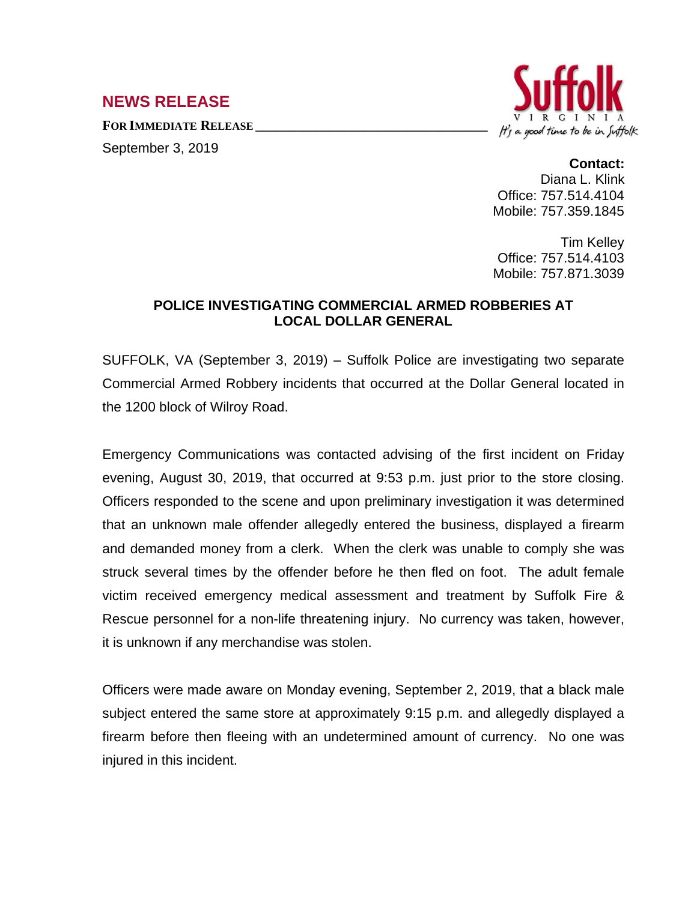## NEWS RELEASE

**FOR IMMEDIATE RELEASE**

September 3, 2019

Suffolk
VIRGINIA
It's a good time to be in Suffolk

**Contact:**
Diana L. Klink
Office: 757.514.4104
Mobile: 757.359.1845

Tim Kelley
Office: 757.514.4103
Mobile: 757.871.3039

### POLICE INVESTIGATING COMMERCIAL ARMED ROBBERIES AT LOCAL DOLLAR GENERAL

SUFFOLK, VA (September 3, 2019) – Suffolk Police are investigating two separate Commercial Armed Robbery incidents that occurred at the Dollar General located in the 1200 block of Wilroy Road.

Emergency Communications was contacted advising of the first incident on Friday evening, August 30, 2019, that occurred at 9:53 p.m. just prior to the store closing. Officers responded to the scene and upon preliminary investigation it was determined that an unknown male offender allegedly entered the business, displayed a firearm and demanded money from a clerk. When the clerk was unable to comply she was struck several times by the offender before he then fled on foot. The adult female victim received emergency medical assessment and treatment by Suffolk Fire & Rescue personnel for a non-life threatening injury. No currency was taken, however, it is unknown if any merchandise was stolen.

Officers were made aware on Monday evening, September 2, 2019, that a black male subject entered the same store at approximately 9:15 p.m. and allegedly displayed a firearm before then fleeing with an undetermined amount of currency. No one was injured in this incident.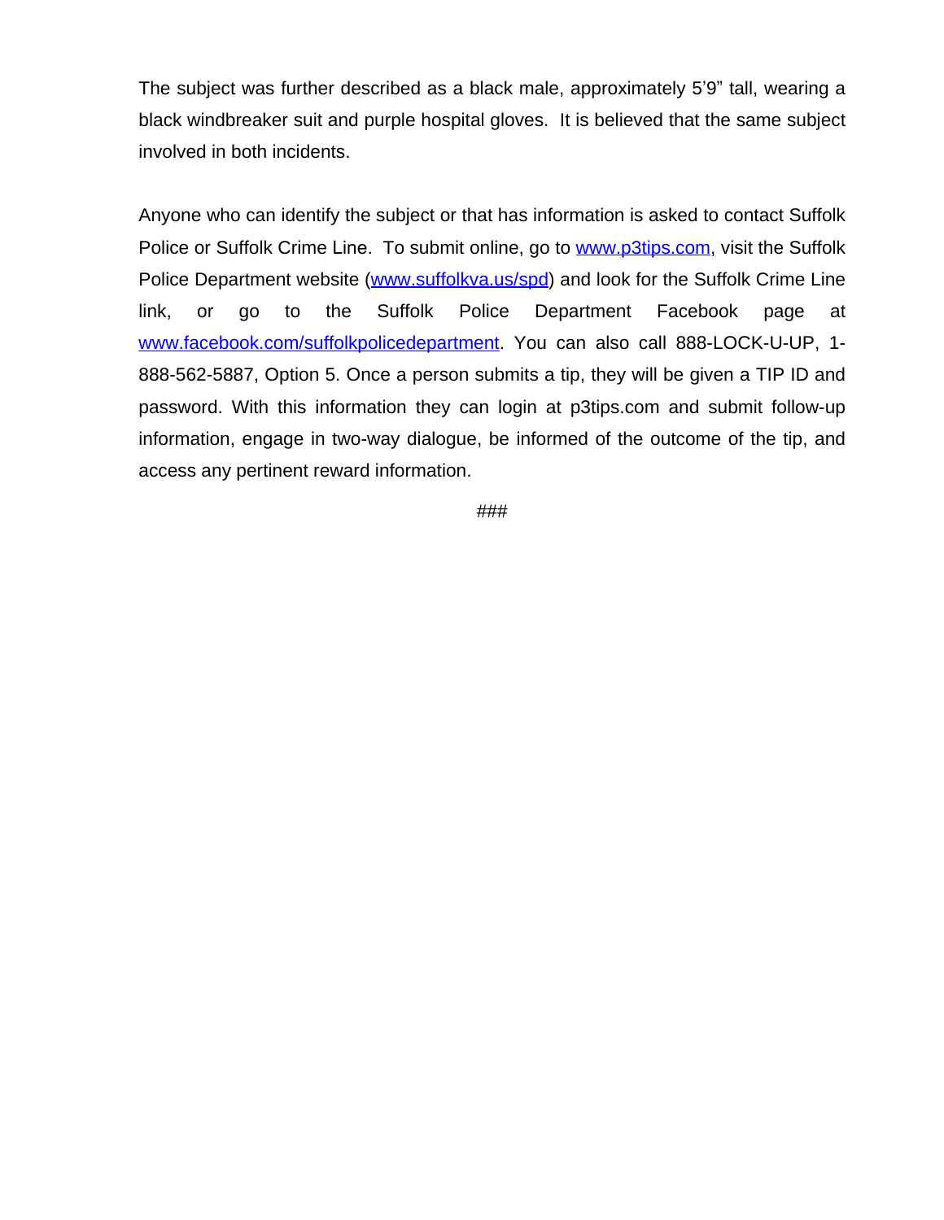The subject was further described as a black male, approximately 5'9" tall, wearing a black windbreaker suit and purple hospital gloves. It is believed that the same subject involved in both incidents.

Anyone who can identify the subject or that has information is asked to contact Suffolk Police or Suffolk Crime Line. To submit online, go to www.p3tips.com, visit the Suffolk Police Department website (www.suffolkva.us/spd) and look for the Suffolk Crime Line link, or go to the Suffolk Police Department Facebook page at www.facebook.com/suffolkpolicedepartment. You can also call 888-LOCK-U-UP, 1-888-562-5887, Option 5. Once a person submits a tip, they will be given a TIP ID and password. With this information they can login at p3tips.com and submit follow-up information, engage in two-way dialogue, be informed of the outcome of the tip, and access any pertinent reward information.

###